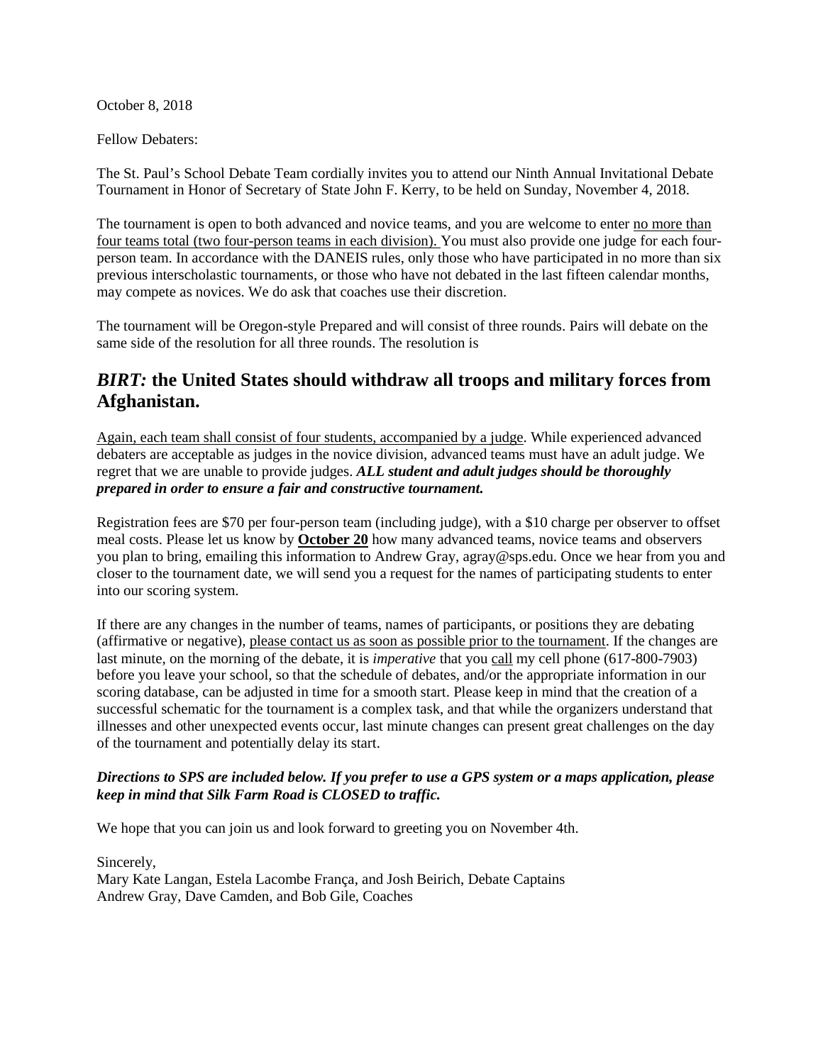October 8, 2018

Fellow Debaters:

The St. Paul's School Debate Team cordially invites you to attend our Ninth Annual Invitational Debate Tournament in Honor of Secretary of State John F. Kerry, to be held on Sunday, November 4, 2018.

The tournament is open to both advanced and novice teams, and you are welcome to enter no more than four teams total (two four-person teams in each division). You must also provide one judge for each four-person team. In accordance with the DANEIS rules, only those who have participated in no more than six previous interscholastic tournaments, or those who have not debated in the last fifteen calendar months, may compete as novices. We do ask that coaches use their discretion.

The tournament will be Oregon-style Prepared and will consist of three rounds. Pairs will debate on the same side of the resolution for all three rounds. The resolution is

## *BIRT:* the United States should withdraw all troops and military forces from Afghanistan.

Again, each team shall consist of four students, accompanied by a judge. While experienced advanced debaters are acceptable as judges in the novice division, advanced teams must have an adult judge. We regret that we are unable to provide judges. ***ALL student and adult judges should be thoroughly prepared in order to ensure a fair and constructive tournament.***

Registration fees are $70 per four-person team (including judge), with a $10 charge per observer to offset meal costs. Please let us know by **October 20** how many advanced teams, novice teams and observers you plan to bring, emailing this information to Andrew Gray, agray@sps.edu. Once we hear from you and closer to the tournament date, we will send you a request for the names of participating students to enter into our scoring system.

If there are any changes in the number of teams, names of participants, or positions they are debating (affirmative or negative), please contact us as soon as possible prior to the tournament. If the changes are last minute, on the morning of the debate, it is *imperative* that you call my cell phone (617-800-7903) before you leave your school, so that the schedule of debates, and/or the appropriate information in our scoring database, can be adjusted in time for a smooth start. Please keep in mind that the creation of a successful schematic for the tournament is a complex task, and that while the organizers understand that illnesses and other unexpected events occur, last minute changes can present great challenges on the day of the tournament and potentially delay its start.

***Directions to SPS are included below. If you prefer to use a GPS system or a maps application, please keep in mind that Silk Farm Road is CLOSED to traffic.***

We hope that you can join us and look forward to greeting you on November 4th.

Sincerely,  
Mary Kate Langan, Estela Lacombe França, and Josh Beirich, Debate Captains  
Andrew Gray, Dave Camden, and Bob Gile, Coaches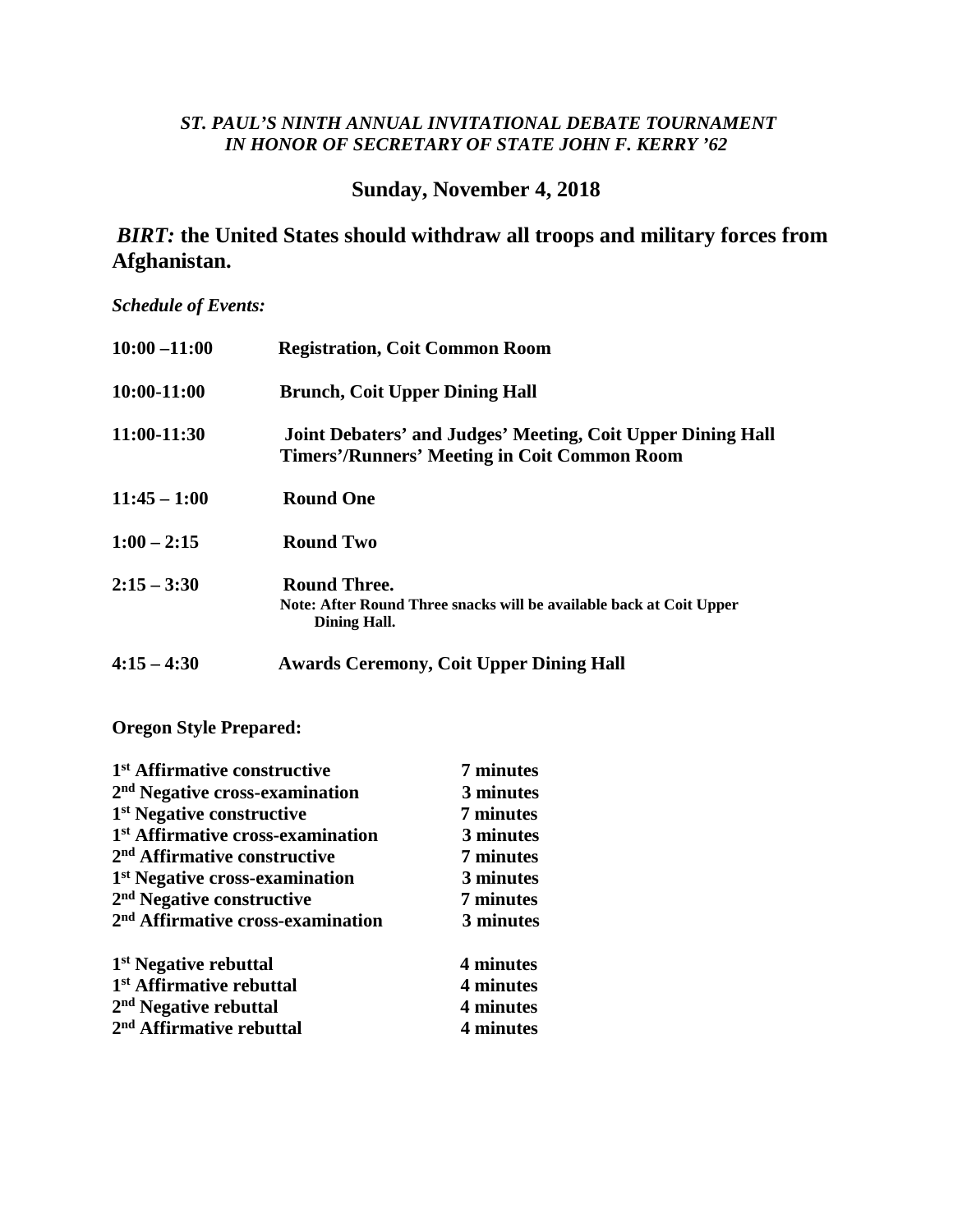***ST. PAUL'S NINTH ANNUAL INVITATIONAL DEBATE TOURNAMENT***
***IN HONOR OF SECRETARY OF STATE JOHN F. KERRY '62***

## Sunday, November 4, 2018

## *BIRT:* the United States should withdraw all troops and military forces from Afghanistan.

***Schedule of Events:***

| | |
|---|---|
| **10:00 –11:00** | **Registration, Coit Common Room** |
| **10:00-11:00** | **Brunch, Coit Upper Dining Hall** |
| **11:00-11:30** | **Joint Debaters' and Judges' Meeting, Coit Upper Dining Hall**<br>**Timers'/Runners' Meeting in Coit Common Room** |
| **11:45 – 1:00** | **Round One** |
| **1:00 – 2:15** | **Round Two** |
| **2:15 – 3:30** | **Round Three.**<br>**Note: After Round Three snacks will be available back at Coit Upper Dining Hall.** |
| **4:15 – 4:30** | **Awards Ceremony, Coit Upper Dining Hall** |

**Oregon Style Prepared:**

| | |
|---|---|
| **1st Affirmative constructive** | **7 minutes** |
| **2nd Negative cross-examination** | **3 minutes** |
| **1st Negative constructive** | **7 minutes** |
| **1st Affirmative cross-examination** | **3 minutes** |
| **2nd Affirmative constructive** | **7 minutes** |
| **1st Negative cross-examination** | **3 minutes** |
| **2nd Negative constructive** | **7 minutes** |
| **2nd Affirmative cross-examination** | **3 minutes** |
| **1st Negative rebuttal** | **4 minutes** |
| **1st Affirmative rebuttal** | **4 minutes** |
| **2nd Negative rebuttal** | **4 minutes** |
| **2nd Affirmative rebuttal** | **4 minutes** |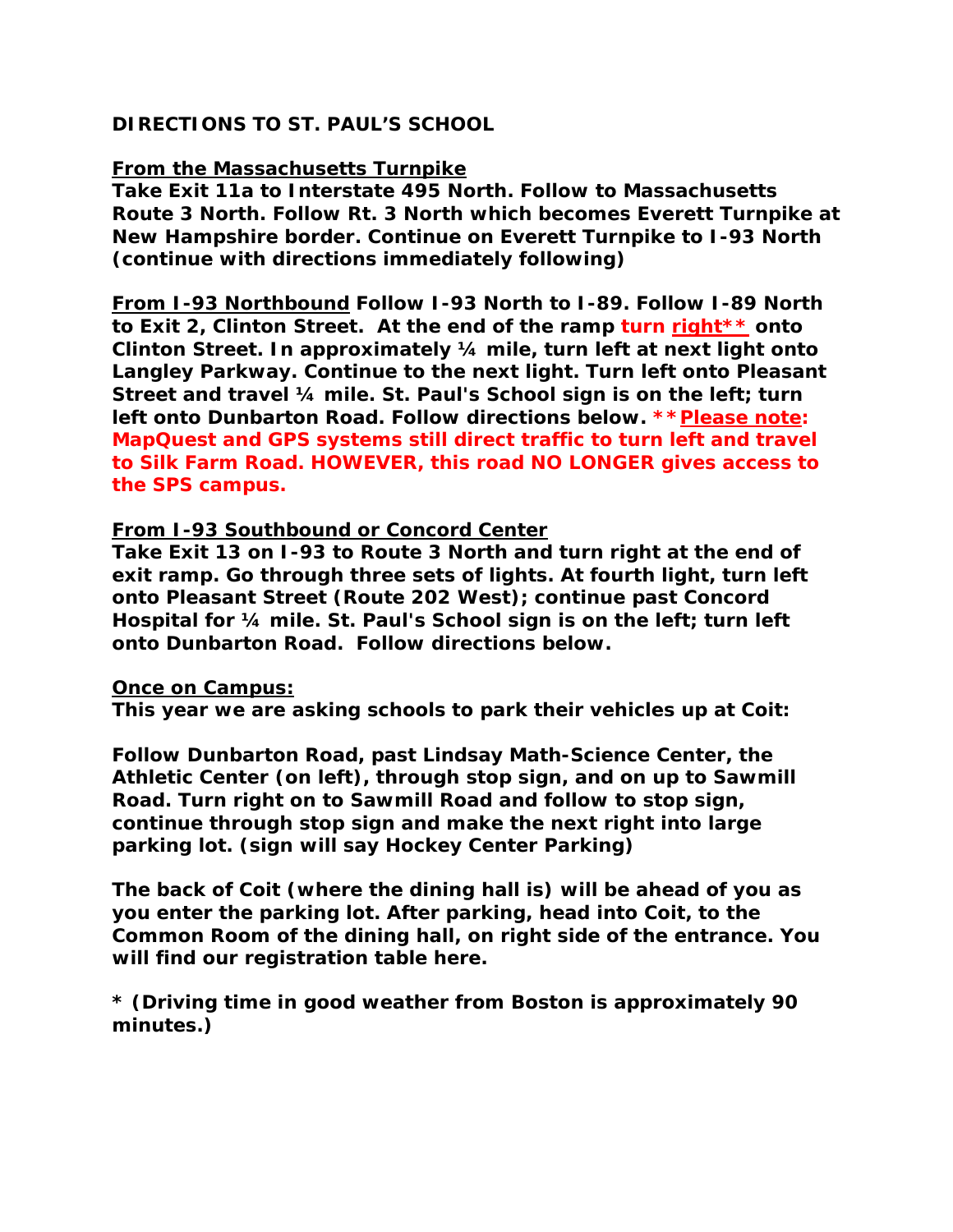# DIRECTIONS TO ST. PAUL'S SCHOOL

**From the Massachusetts Turnpike**

**Take Exit 11a to Interstate 495 North. Follow to Massachusetts Route 3 North. Follow Rt. 3 North which becomes Everett Turnpike at New Hampshire border. Continue on Everett Turnpike to I-93 North (continue with directions immediately following)**

**From I-93 Northbound** **Follow I-93 North to I-89. Follow I-89 North to Exit 2, Clinton Street. At the end of the ramp turn right** **onto Clinton Street. In approximately ¼ mile, turn left at next light onto Langley Parkway. Continue to the next light. Turn left onto Pleasant Street and travel ¼ mile. St. Paul's School sign is on the left; turn left onto Dunbarton Road. Follow directions below.** ****Please note: MapQuest and GPS systems still direct traffic to turn left and travel to Silk Farm Road. HOWEVER, this road NO LONGER gives access to the SPS campus.**

**From I-93 Southbound or Concord Center**

**Take Exit 13 on I-93 to Route 3 North and turn right at the end of exit ramp. Go through three sets of lights. At fourth light, turn left onto Pleasant Street (Route 202 West); continue past Concord Hospital for ¼ mile. St. Paul's School sign is on the left; turn left onto Dunbarton Road. Follow directions below.**

**Once on Campus:**

**This year we are asking schools to park their vehicles up at Coit:**

**Follow Dunbarton Road, past Lindsay Math-Science Center, the Athletic Center (on left), through stop sign, and on up to Sawmill Road. Turn right on to Sawmill Road and follow to stop sign, continue through stop sign and make the next right into large parking lot. (sign will say Hockey Center Parking)**

**The back of Coit (where the dining hall is) will be ahead of you as you enter the parking lot. After parking, head into Coit, to the Common Room of the dining hall, on right side of the entrance. You will find our registration table here.**

**\* (Driving time in good weather from Boston is approximately 90 minutes.)**